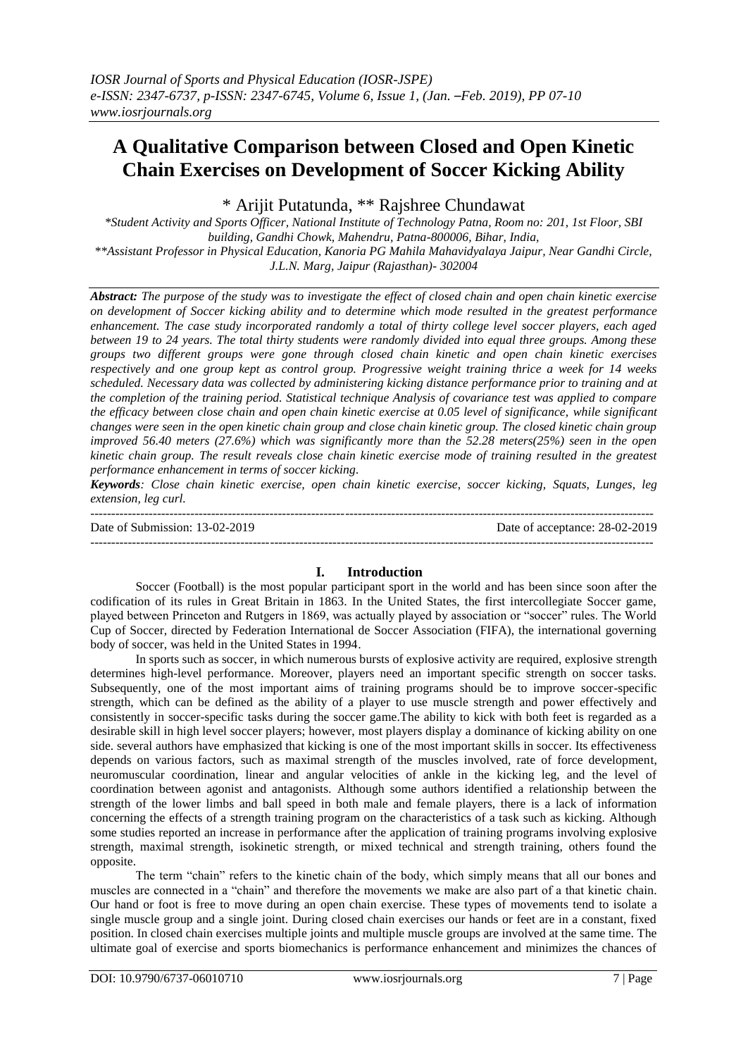# A Qualitative Comparison between Closed and Open Kinetic Chain Exercises on Development of Soccer Kicking Ability

\* Arijit Putatunda, \*\* Rajshree Chundawat

*\*Student Activity and Sports Officer, National Institute of Technology Patna, Room no: 201, 1st Floor, SBI building, Gandhi Chowk, Mahendru, Patna-800006, Bihar, India,*
*\*\*Assistant Professor in Physical Education, Kanoria PG Mahila Mahavidyalaya Jaipur, Near Gandhi Circle, J.L.N. Marg, Jaipur (Rajasthan)- 302004*

***Abstract:*** *The purpose of the study was to investigate the effect of closed chain and open chain kinetic exercise on development of Soccer kicking ability and to determine which mode resulted in the greatest performance enhancement. The case study incorporated randomly a total of thirty college level soccer players, each aged between 19 to 24 years. The total thirty students were randomly divided into equal three groups. Among these groups two different groups were gone through closed chain kinetic and open chain kinetic exercises respectively and one group kept as control group. Progressive weight training thrice a week for 14 weeks scheduled. Necessary data was collected by administering kicking distance performance prior to training and at the completion of the training period. Statistical technique Analysis of covariance test was applied to compare the efficacy between close chain and open chain kinetic exercise at 0.05 level of significance, while significant changes were seen in the open kinetic chain group and close chain kinetic group. The closed kinetic chain group improved 56.40 meters (27.6%) which was significantly more than the 52.28 meters(25%) seen in the open kinetic chain group. The result reveals close chain kinetic exercise mode of training resulted in the greatest performance enhancement in terms of soccer kicking.*

***Keywords****: Close chain kinetic exercise, open chain kinetic exercise, soccer kicking, Squats, Lunges, leg extension, leg curl.*

Date of Submission: 13-02-2019 Date of acceptance: 28-02-2019

## I. Introduction

Soccer (Football) is the most popular participant sport in the world and has been since soon after the codification of its rules in Great Britain in 1863. In the United States, the first intercollegiate Soccer game, played between Princeton and Rutgers in 1869, was actually played by association or "soccer" rules. The World Cup of Soccer, directed by Federation International de Soccer Association (FIFA), the international governing body of soccer, was held in the United States in 1994.

In sports such as soccer, in which numerous bursts of explosive activity are required, explosive strength determines high-level performance. Moreover, players need an important specific strength on soccer tasks. Subsequently, one of the most important aims of training programs should be to improve soccer-specific strength, which can be defined as the ability of a player to use muscle strength and power effectively and consistently in soccer-specific tasks during the soccer game.The ability to kick with both feet is regarded as a desirable skill in high level soccer players; however, most players display a dominance of kicking ability on one side. several authors have emphasized that kicking is one of the most important skills in soccer. Its effectiveness depends on various factors, such as maximal strength of the muscles involved, rate of force development, neuromuscular coordination, linear and angular velocities of ankle in the kicking leg, and the level of coordination between agonist and antagonists. Although some authors identified a relationship between the strength of the lower limbs and ball speed in both male and female players, there is a lack of information concerning the effects of a strength training program on the characteristics of a task such as kicking. Although some studies reported an increase in performance after the application of training programs involving explosive strength, maximal strength, isokinetic strength, or mixed technical and strength training, others found the opposite.

The term "chain" refers to the kinetic chain of the body, which simply means that all our bones and muscles are connected in a "chain" and therefore the movements we make are also part of a that kinetic chain. Our hand or foot is free to move during an open chain exercise. These types of movements tend to isolate a single muscle group and a single joint. During closed chain exercises our hands or feet are in a constant, fixed position. In closed chain exercises multiple joints and multiple muscle groups are involved at the same time. The ultimate goal of exercise and sports biomechanics is performance enhancement and minimizes the chances of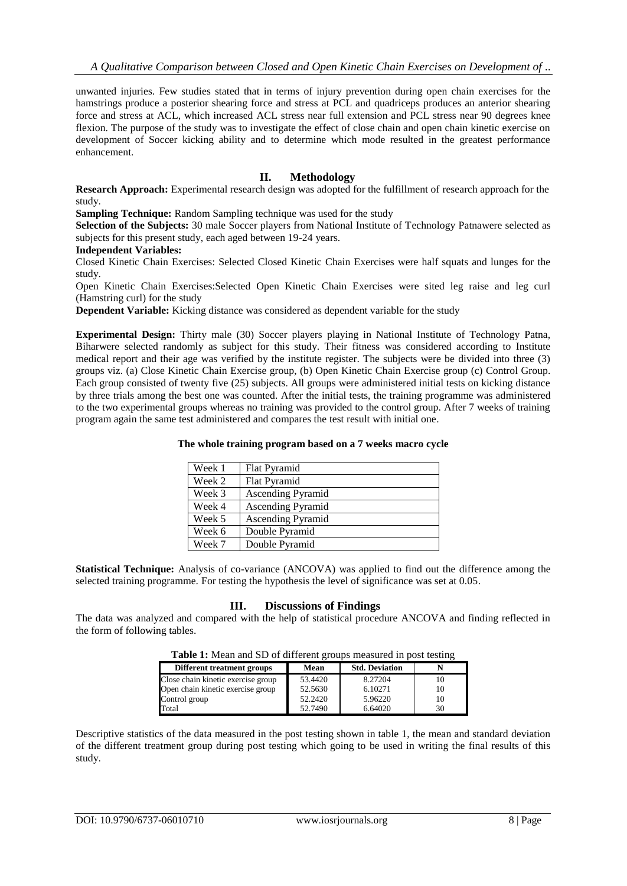unwanted injuries. Few studies stated that in terms of injury prevention during open chain exercises for the hamstrings produce a posterior shearing force and stress at PCL and quadriceps produces an anterior shearing force and stress at ACL, which increased ACL stress near full extension and PCL stress near 90 degrees knee flexion. The purpose of the study was to investigate the effect of close chain and open chain kinetic exercise on development of Soccer kicking ability and to determine which mode resulted in the greatest performance enhancement.

## II. Methodology

**Research Approach:** Experimental research design was adopted for the fulfillment of research approach for the study.

**Sampling Technique:** Random Sampling technique was used for the study

**Selection of the Subjects:** 30 male Soccer players from National Institute of Technology Patnawere selected as subjects for this present study, each aged between 19-24 years.

**Independent Variables:**

Closed Kinetic Chain Exercises: Selected Closed Kinetic Chain Exercises were half squats and lunges for the study.

Open Kinetic Chain Exercises:Selected Open Kinetic Chain Exercises were sited leg raise and leg curl (Hamstring curl) for the study

**Dependent Variable:** Kicking distance was considered as dependent variable for the study

**Experimental Design:** Thirty male (30) Soccer players playing in National Institute of Technology Patna, Biharwere selected randomly as subject for this study. Their fitness was considered according to Institute medical report and their age was verified by the institute register. The subjects were be divided into three (3) groups viz. (a) Close Kinetic Chain Exercise group, (b) Open Kinetic Chain Exercise group (c) Control Group. Each group consisted of twenty five (25) subjects. All groups were administered initial tests on kicking distance by three trials among the best one was counted. After the initial tests, the training programme was administered to the two experimental groups whereas no training was provided to the control group. After 7 weeks of training program again the same test administered and compares the test result with initial one.

**The whole training program based on a 7 weeks macro cycle**

| | |
|---|---|
| Week 1 | Flat Pyramid |
| Week 2 | Flat Pyramid |
| Week 3 | Ascending Pyramid |
| Week 4 | Ascending Pyramid |
| Week 5 | Ascending Pyramid |
| Week 6 | Double Pyramid |
| Week 7 | Double Pyramid |

**Statistical Technique:** Analysis of co-variance (ANCOVA) was applied to find out the difference among the selected training programme. For testing the hypothesis the level of significance was set at 0.05.

## III. Discussions of Findings

The data was analyzed and compared with the help of statistical procedure ANCOVA and finding reflected in the form of following tables.

**Table 1:** Mean and SD of different groups measured in post testing

| Different treatment groups | Mean | Std. Deviation | N |
|---|---|---|---|
| Close chain kinetic exercise group | 53.4420 | 8.27204 | 10 |
| Open chain kinetic exercise group | 52.5630 | 6.10271 | 10 |
| Control group | 52.2420 | 5.96220 | 10 |
| Total | 52.7490 | 6.64020 | 30 |

Descriptive statistics of the data measured in the post testing shown in table 1, the mean and standard deviation of the different treatment group during post testing which going to be used in writing the final results of this study.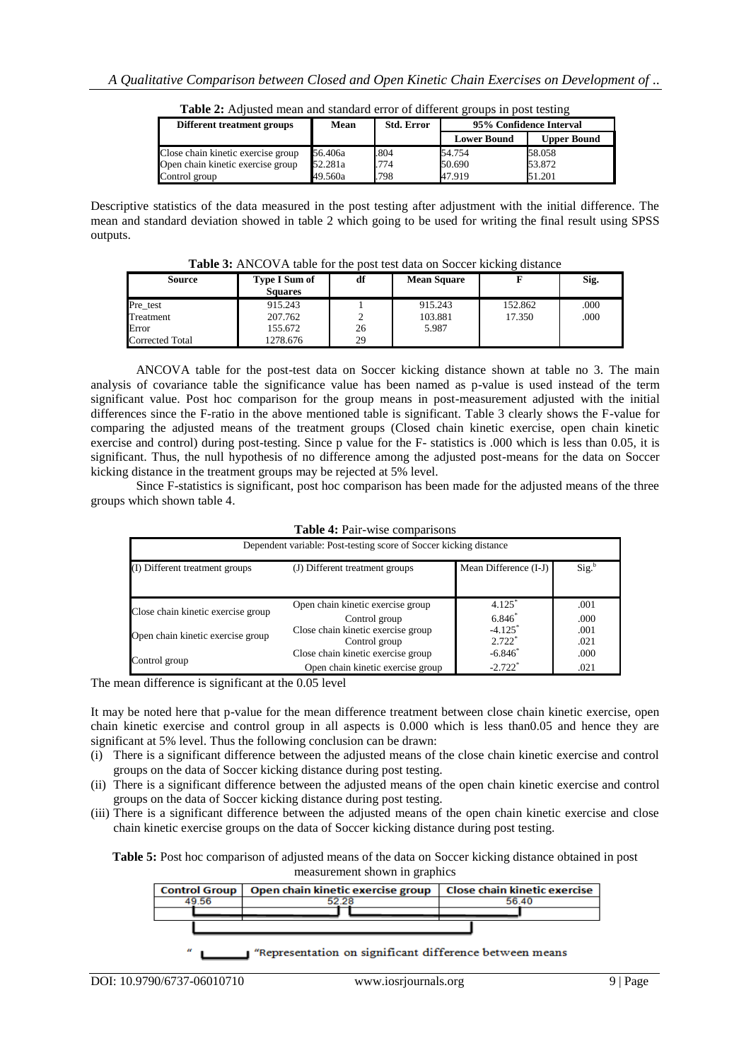**Table 2:** Adjusted mean and standard error of different groups in post testing

| Different treatment groups | Mean | Std. Error | 95% Confidence Interval | |
|---|---|---|---|---|
| | | | Lower Bound | Upper Bound |
| Close chain kinetic exercise group | 56.406a | .804 | 54.754 | 58.058 |
| Open chain kinetic exercise group | 52.281a | .774 | 50.690 | 53.872 |
| Control group | 49.560a | .798 | 47.919 | 51.201 |

Descriptive statistics of the data measured in the post testing after adjustment with the initial difference. The mean and standard deviation showed in table 2 which going to be used for writing the final result using SPSS outputs.

**Table 3:** ANCOVA table for the post test data on Soccer kicking distance

| Source | Type I Sum of Squares | df | Mean Square | F | Sig. |
|---|---|---|---|---|---|
| Pre_test | 915.243 | 1 | 915.243 | 152.862 | .000 |
| Treatment | 207.762 | 2 | 103.881 | 17.350 | .000 |
| Error | 155.672 | 26 | 5.987 | | |
| Corrected Total | 1278.676 | 29 | | | |

ANCOVA table for the post-test data on Soccer kicking distance shown at table no 3. The main analysis of covariance table the significance value has been named as p-value is used instead of the term significant value. Post hoc comparison for the group means in post-measurement adjusted with the initial differences since the F-ratio in the above mentioned table is significant. Table 3 clearly shows the F-value for comparing the adjusted means of the treatment groups (Closed chain kinetic exercise, open chain kinetic exercise and control) during post-testing. Since p value for the F- statistics is .000 which is less than 0.05, it is significant. Thus, the null hypothesis of no difference among the adjusted post-means for the data on Soccer kicking distance in the treatment groups may be rejected at 5% level.

Since F-statistics is significant, post hoc comparison has been made for the adjusted means of the three groups which shown table 4.

**Table 4:** Pair-wise comparisons

Dependent variable: Post-testing score of Soccer kicking distance

| (I) Different treatment groups | (J) Different treatment groups | Mean Difference (I-J) | Sig.[b] |
|---|---|---|---|
| Close chain kinetic exercise group | Open chain kinetic exercise group | 4.125* | .001 |
| | Control group | 6.846* | .000 |
| Open chain kinetic exercise group | Close chain kinetic exercise group | -4.125* | .001 |
| | Control group | 2.722* | .021 |
| Control group | Close chain kinetic exercise group | -6.846* | .000 |
| | Open chain kinetic exercise group | -2.722* | .021 |

The mean difference is significant at the 0.05 level

It may be noted here that p-value for the mean difference treatment between close chain kinetic exercise, open chain kinetic exercise and control group in all aspects is 0.000 which is less than0.05 and hence they are significant at 5% level. Thus the following conclusion can be drawn:

(i) There is a significant difference between the adjusted means of the close chain kinetic exercise and control groups on the data of Soccer kicking distance during post testing.

(ii) There is a significant difference between the adjusted means of the open chain kinetic exercise and control groups on the data of Soccer kicking distance during post testing.

(iii) There is a significant difference between the adjusted means of the open chain kinetic exercise and close chain kinetic exercise groups on the data of Soccer kicking distance during post testing.

**Table 5:** Post hoc comparison of adjusted means of the data on Soccer kicking distance obtained in post measurement shown in graphics

| Control Group | Open chain kinetic exercise group | Close chain kinetic exercise |
|---|---|---|
| 49.56 | 52.28 | 56.40 |

" ⎣___⎦ "Representation on significant difference between means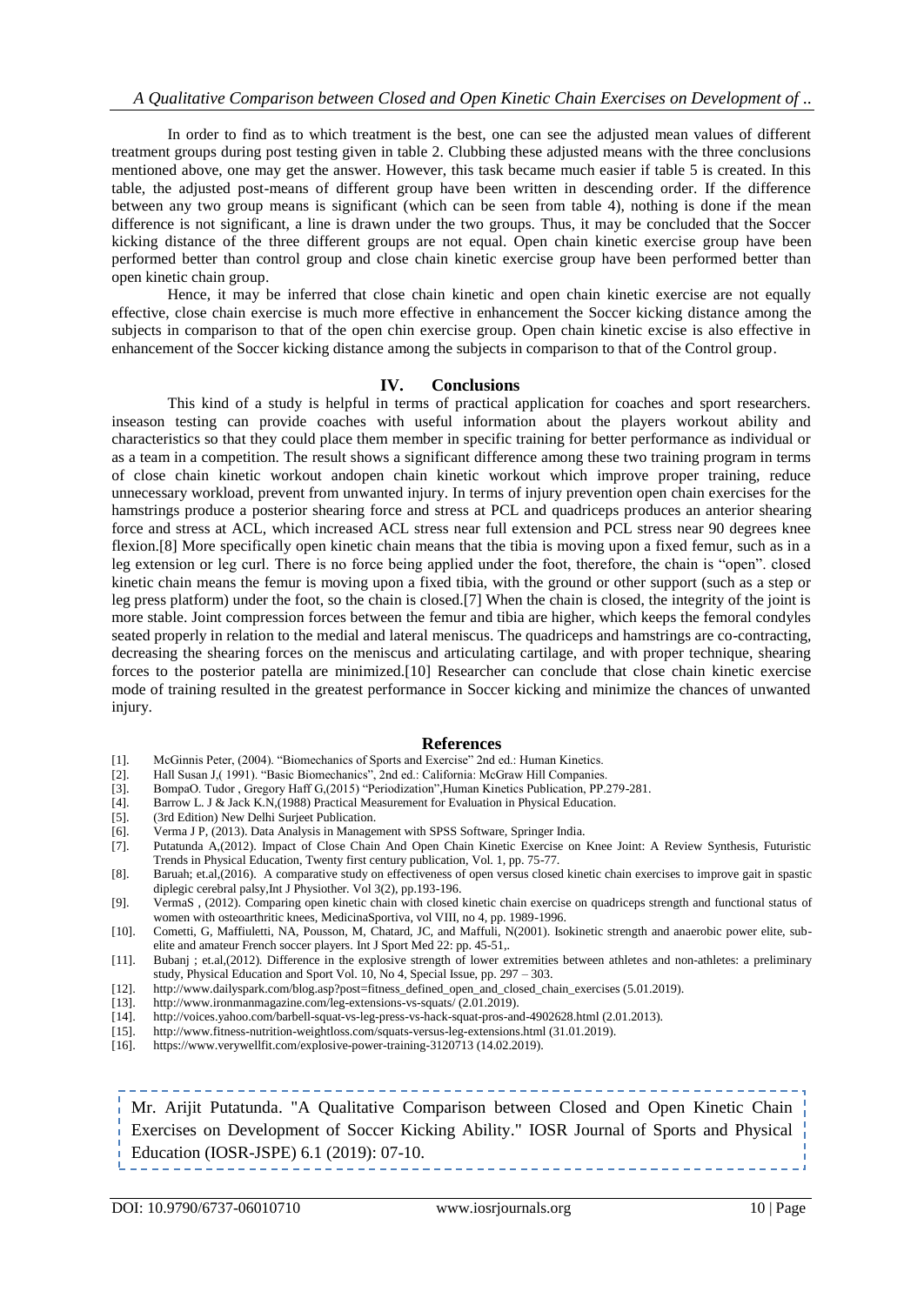In order to find as to which treatment is the best, one can see the adjusted mean values of different treatment groups during post testing given in table 2. Clubbing these adjusted means with the three conclusions mentioned above, one may get the answer. However, this task became much easier if table 5 is created. In this table, the adjusted post-means of different group have been written in descending order. If the difference between any two group means is significant (which can be seen from table 4), nothing is done if the mean difference is not significant, a line is drawn under the two groups. Thus, it may be concluded that the Soccer kicking distance of the three different groups are not equal. Open chain kinetic exercise group have been performed better than control group and close chain kinetic exercise group have been performed better than open kinetic chain group.

Hence, it may be inferred that close chain kinetic and open chain kinetic exercise are not equally effective, close chain exercise is much more effective in enhancement the Soccer kicking distance among the subjects in comparison to that of the open chin exercise group. Open chain kinetic excise is also effective in enhancement of the Soccer kicking distance among the subjects in comparison to that of the Control group.

## IV. Conclusions

This kind of a study is helpful in terms of practical application for coaches and sport researchers. inseason testing can provide coaches with useful information about the players workout ability and characteristics so that they could place them member in specific training for better performance as individual or as a team in a competition. The result shows a significant difference among these two training program in terms of close chain kinetic workout andopen chain kinetic workout which improve proper training, reduce unnecessary workload, prevent from unwanted injury. In terms of injury prevention open chain exercises for the hamstrings produce a posterior shearing force and stress at PCL and quadriceps produces an anterior shearing force and stress at ACL, which increased ACL stress near full extension and PCL stress near 90 degrees knee flexion.[8] More specifically open kinetic chain means that the tibia is moving upon a fixed femur, such as in a leg extension or leg curl. There is no force being applied under the foot, therefore, the chain is "open". closed kinetic chain means the femur is moving upon a fixed tibia, with the ground or other support (such as a step or leg press platform) under the foot, so the chain is closed.[7] When the chain is closed, the integrity of the joint is more stable. Joint compression forces between the femur and tibia are higher, which keeps the femoral condyles seated properly in relation to the medial and lateral meniscus. The quadriceps and hamstrings are co-contracting, decreasing the shearing forces on the meniscus and articulating cartilage, and with proper technique, shearing forces to the posterior patella are minimized.[10] Researcher can conclude that close chain kinetic exercise mode of training resulted in the greatest performance in Soccer kicking and minimize the chances of unwanted injury.

## References

[1]. McGinnis Peter, (2004). "Biomechanics of Sports and Exercise" 2nd ed.: Human Kinetics.
[2]. Hall Susan J,( 1991). "Basic Biomechanics", 2nd ed.: California: McGraw Hill Companies.
[3]. BompaO. Tudor , Gregory Haff G,(2015) "Periodization",Human Kinetics Publication, PP.279-281.
[4]. Barrow L. J & Jack K.N,(1988) Practical Measurement for Evaluation in Physical Education.
[5]. (3rd Edition) New Delhi Surjeet Publication.
[6]. Verma J P, (2013). Data Analysis in Management with SPSS Software, Springer India.
[7]. Putatunda A,(2012). Impact of Close Chain And Open Chain Kinetic Exercise on Knee Joint: A Review Synthesis, Futuristic Trends in Physical Education, Twenty first century publication, Vol. 1, pp. 75-77.
[8]. Baruah; et.al,(2016). A comparative study on effectiveness of open versus closed kinetic chain exercises to improve gait in spastic diplegic cerebral palsy,Int J Physiother. Vol 3(2), pp.193-196.
[9]. VermaS , (2012). Comparing open kinetic chain with closed kinetic chain exercise on quadriceps strength and functional status of women with osteoarthritic knees, MedicinaSportiva, vol VIII, no 4, pp. 1989-1996.
[10]. Cometti, G, Maffiuletti, NA, Pousson, M, Chatard, JC, and Maffuli, N(2001). Isokinetic strength and anaerobic power elite, sub-elite and amateur French soccer players. Int J Sport Med 22: pp. 45-51,.
[11]. Bubanj ; et.al,(2012). Difference in the explosive strength of lower extremities between athletes and non-athletes: a preliminary study, Physical Education and Sport Vol. 10, No 4, Special Issue, pp. 297 – 303.
[12]. http://www.dailyspark.com/blog.asp?post=fitness_defined_open_and_closed_chain_exercises (5.01.2019).
[13]. http://www.ironmanmagazine.com/leg-extensions-vs-squats/ (2.01.2019).
[14]. http://voices.yahoo.com/barbell-squat-vs-leg-press-vs-hack-squat-pros-and-4902628.html (2.01.2013).
[15]. http://www.fitness-nutrition-weightloss.com/squats-versus-leg-extensions.html (31.01.2019).
[16]. https://www.verywellfit.com/explosive-power-training-3120713 (14.02.2019).

Mr. Arijit Putatunda. "A Qualitative Comparison between Closed and Open Kinetic Chain Exercises on Development of Soccer Kicking Ability." IOSR Journal of Sports and Physical Education (IOSR-JSPE) 6.1 (2019): 07-10.